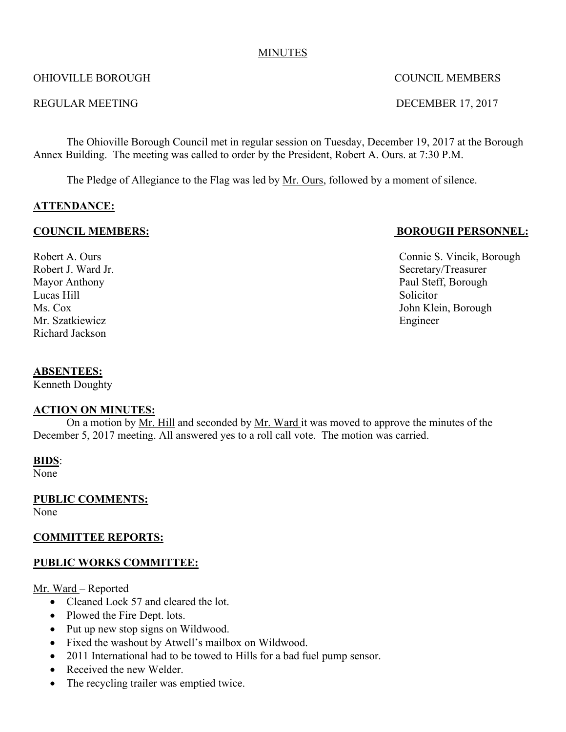MINUTES

OHIOVILLE BOROUGH COUNCIL MEMBERS

REGULAR MEETING DECEMBER 17, 2017

The Ohioville Borough Council met in regular session on Tuesday, December 19, 2017 at the Borough Annex Building. The meeting was called to order by the President, Robert A. Ours. at 7:30 P.M.

The Pledge of Allegiance to the Flag was led by Mr. Ours, followed by a moment of silence.

**ATTENDANCE:**

**COUNCIL MEMBERS:**

Robert A. Ours
Robert J. Ward Jr.
Mayor Anthony
Lucas Hill
Ms. Cox
Mr. Szatkiewicz
Richard Jackson

**BOROUGH PERSONNEL:**

Connie S. Vincik, Borough Secretary/Treasurer
Paul Steff, Borough Solicitor
John Klein, Borough Engineer

**ABSENTEES:**
Kenneth Doughty

**ACTION ON MINUTES:**
On a motion by Mr. Hill and seconded by Mr. Ward it was moved to approve the minutes of the December 5, 2017 meeting. All answered yes to a roll call vote. The motion was carried.

**BIDS**:
None

**PUBLIC COMMENTS:**
None

**COMMITTEE REPORTS:**

**PUBLIC WORKS COMMITTEE:**

Mr. Ward – Reported

- Cleaned Lock 57 and cleared the lot.
- Plowed the Fire Dept. lots.
- Put up new stop signs on Wildwood.
- Fixed the washout by Atwell's mailbox on Wildwood.
- 2011 International had to be towed to Hills for a bad fuel pump sensor.
- Received the new Welder.
- The recycling trailer was emptied twice.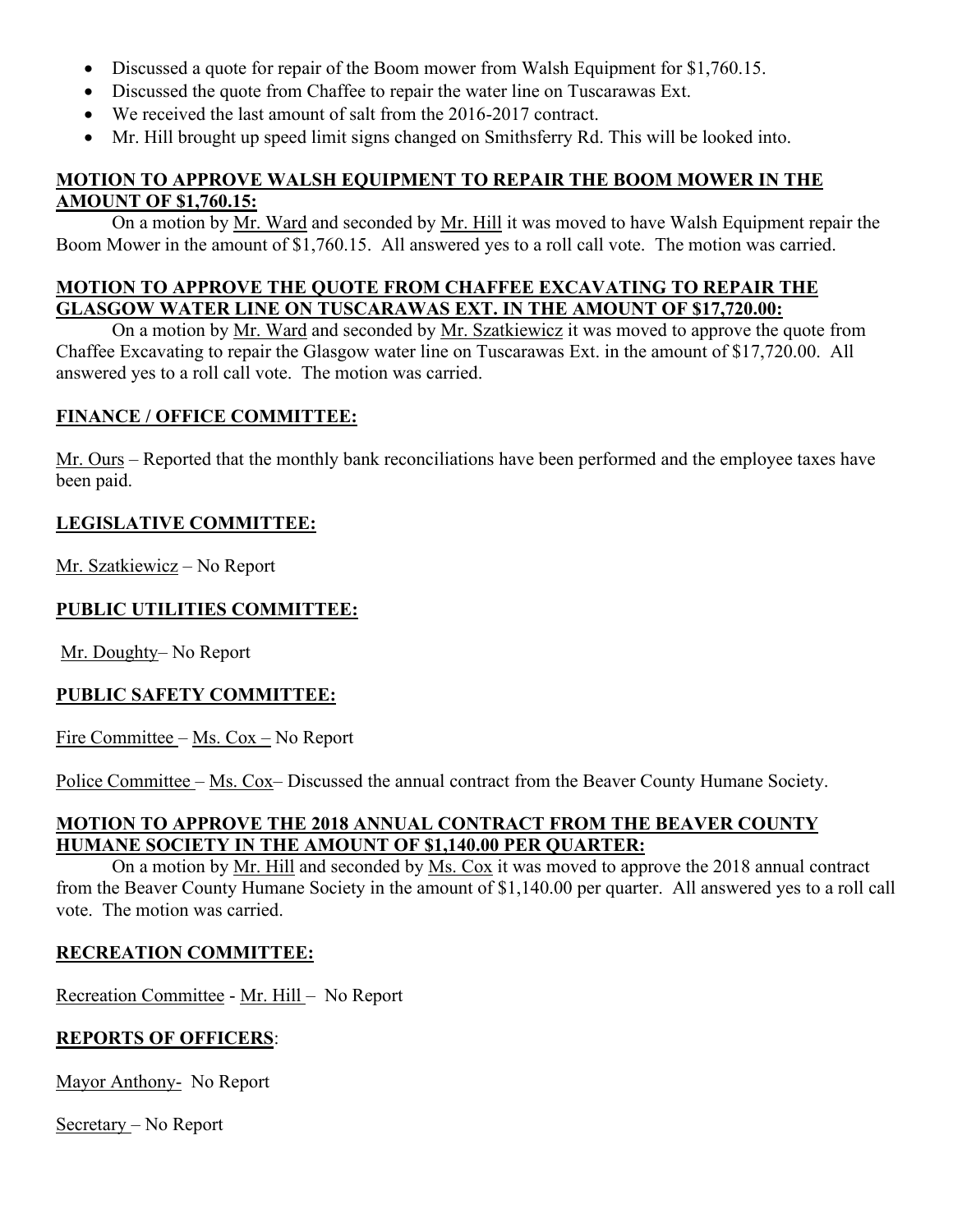- Discussed a quote for repair of the Boom mower from Walsh Equipment for $1,760.15.
- Discussed the quote from Chaffee to repair the water line on Tuscarawas Ext.
- We received the last amount of salt from the 2016-2017 contract.
- Mr. Hill brought up speed limit signs changed on Smithsferry Rd. This will be looked into.

**MOTION TO APPROVE WALSH EQUIPMENT TO REPAIR THE BOOM MOWER IN THE AMOUNT OF $1,760.15:**

On a motion by Mr. Ward and seconded by Mr. Hill it was moved to have Walsh Equipment repair the Boom Mower in the amount of $1,760.15. All answered yes to a roll call vote. The motion was carried.

**MOTION TO APPROVE THE QUOTE FROM CHAFFEE EXCAVATING TO REPAIR THE GLASGOW WATER LINE ON TUSCARAWAS EXT. IN THE AMOUNT OF $17,720.00:**

On a motion by Mr. Ward and seconded by Mr. Szatkiewicz it was moved to approve the quote from Chaffee Excavating to repair the Glasgow water line on Tuscarawas Ext. in the amount of $17,720.00. All answered yes to a roll call vote. The motion was carried.

**FINANCE / OFFICE COMMITTEE:**

Mr. Ours – Reported that the monthly bank reconciliations have been performed and the employee taxes have been paid.

**LEGISLATIVE COMMITTEE:**

Mr. Szatkiewicz – No Report

**PUBLIC UTILITIES COMMITTEE:**

Mr. Doughty– No Report

**PUBLIC SAFETY COMMITTEE:**

Fire Committee – Ms. Cox – No Report

Police Committee – Ms. Cox– Discussed the annual contract from the Beaver County Humane Society.

**MOTION TO APPROVE THE 2018 ANNUAL CONTRACT FROM THE BEAVER COUNTY HUMANE SOCIETY IN THE AMOUNT OF $1,140.00 PER QUARTER:**

On a motion by Mr. Hill and seconded by Ms. Cox it was moved to approve the 2018 annual contract from the Beaver County Humane Society in the amount of $1,140.00 per quarter. All answered yes to a roll call vote. The motion was carried.

**RECREATION COMMITTEE:**

Recreation Committee - Mr. Hill – No Report

**REPORTS OF OFFICERS**:

Mayor Anthony- No Report

Secretary – No Report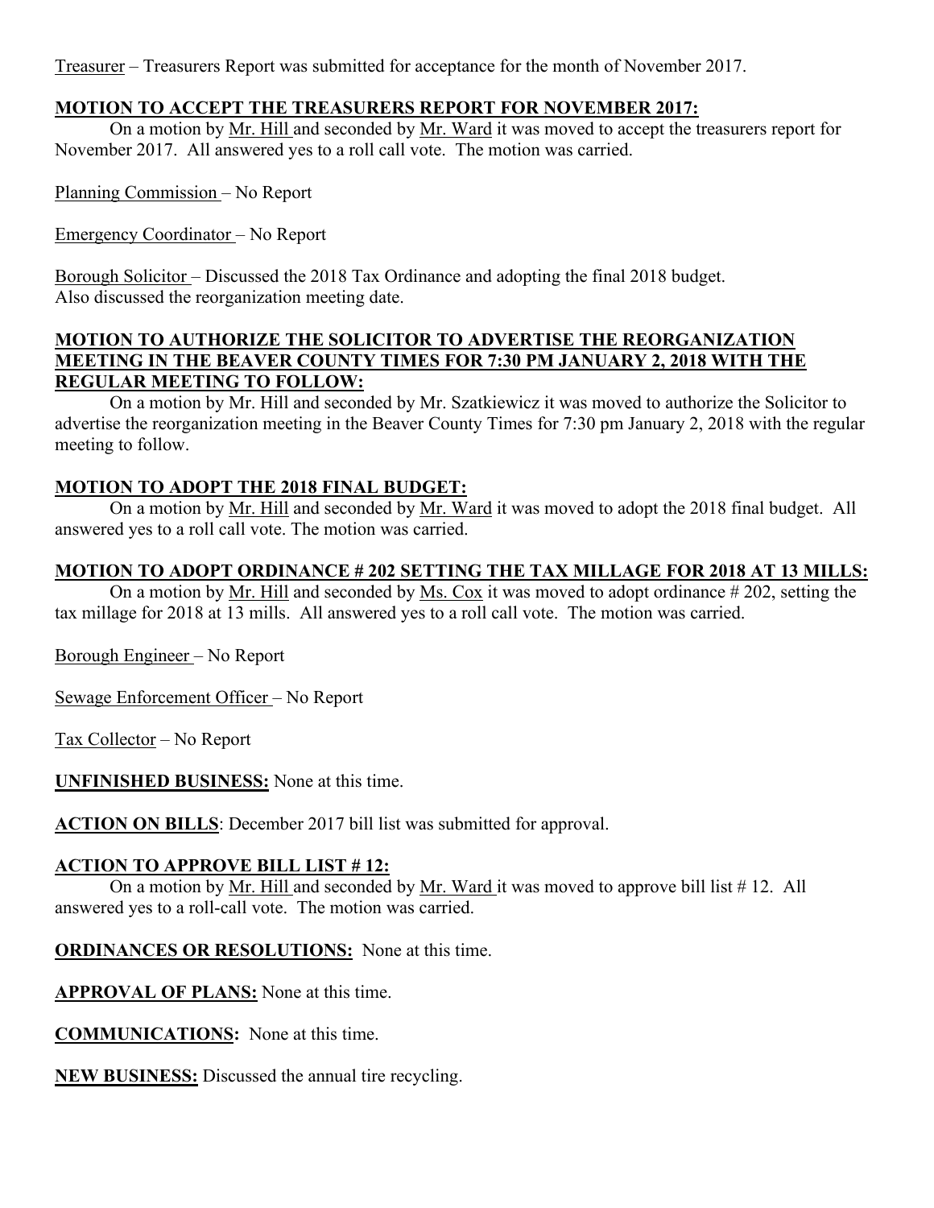Treasurer – Treasurers Report was submitted for acceptance for the month of November 2017.

**MOTION TO ACCEPT THE TREASURERS REPORT FOR NOVEMBER 2017:**

On a motion by Mr. Hill and seconded by Mr. Ward it was moved to accept the treasurers report for November 2017. All answered yes to a roll call vote. The motion was carried.

Planning Commission – No Report

Emergency Coordinator – No Report

Borough Solicitor – Discussed the 2018 Tax Ordinance and adopting the final 2018 budget. Also discussed the reorganization meeting date.

**MOTION TO AUTHORIZE THE SOLICITOR TO ADVERTISE THE REORGANIZATION MEETING IN THE BEAVER COUNTY TIMES FOR 7:30 PM JANUARY 2, 2018 WITH THE REGULAR MEETING TO FOLLOW:**

On a motion by Mr. Hill and seconded by Mr. Szatkiewicz it was moved to authorize the Solicitor to advertise the reorganization meeting in the Beaver County Times for 7:30 pm January 2, 2018 with the regular meeting to follow.

**MOTION TO ADOPT THE 2018 FINAL BUDGET:**

On a motion by Mr. Hill and seconded by Mr. Ward it was moved to adopt the 2018 final budget. All answered yes to a roll call vote. The motion was carried.

**MOTION TO ADOPT ORDINANCE # 202 SETTING THE TAX MILLAGE FOR 2018 AT 13 MILLS:**

On a motion by Mr. Hill and seconded by Ms. Cox it was moved to adopt ordinance # 202, setting the tax millage for 2018 at 13 mills. All answered yes to a roll call vote. The motion was carried.

Borough Engineer – No Report

Sewage Enforcement Officer – No Report

Tax Collector – No Report

**UNFINISHED BUSINESS:** None at this time.

**ACTION ON BILLS**: December 2017 bill list was submitted for approval.

**ACTION TO APPROVE BILL LIST # 12:**

On a motion by Mr. Hill and seconded by Mr. Ward it was moved to approve bill list # 12. All answered yes to a roll-call vote. The motion was carried.

**ORDINANCES OR RESOLUTIONS:** None at this time.

**APPROVAL OF PLANS:** None at this time.

**COMMUNICATIONS:** None at this time.

**NEW BUSINESS:** Discussed the annual tire recycling.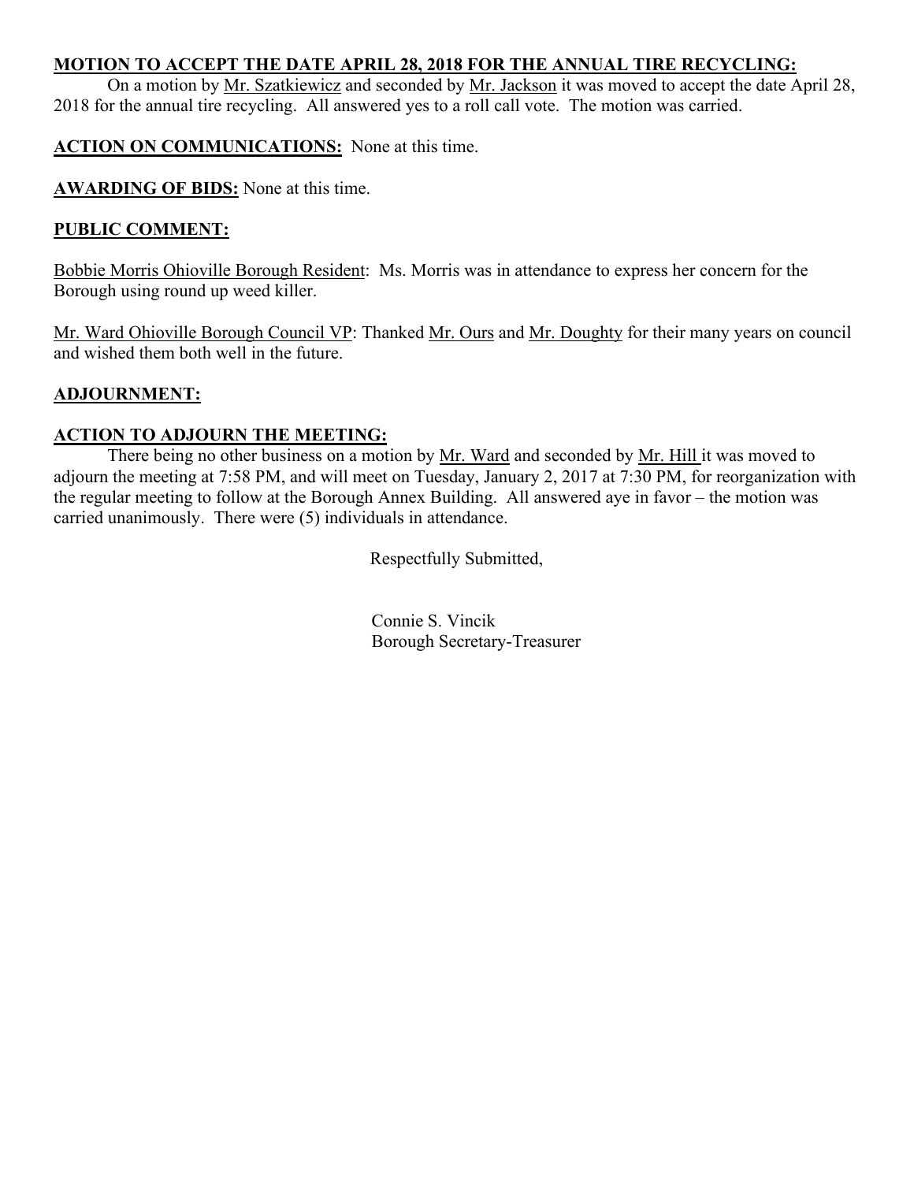**MOTION TO ACCEPT THE DATE APRIL 28, 2018 FOR THE ANNUAL TIRE RECYCLING:**

On a motion by Mr. Szatkiewicz and seconded by Mr. Jackson it was moved to accept the date April 28, 2018 for the annual tire recycling. All answered yes to a roll call vote. The motion was carried.

**ACTION ON COMMUNICATIONS:** None at this time.

**AWARDING OF BIDS:** None at this time.

**PUBLIC COMMENT:**

Bobbie Morris Ohioville Borough Resident: Ms. Morris was in attendance to express her concern for the Borough using round up weed killer.

Mr. Ward Ohioville Borough Council VP: Thanked Mr. Ours and Mr. Doughty for their many years on council and wished them both well in the future.

**ADJOURNMENT:**

**ACTION TO ADJOURN THE MEETING:**

There being no other business on a motion by Mr. Ward and seconded by Mr. Hill it was moved to adjourn the meeting at 7:58 PM, and will meet on Tuesday, January 2, 2017 at 7:30 PM, for reorganization with the regular meeting to follow at the Borough Annex Building. All answered aye in favor – the motion was carried unanimously. There were (5) individuals in attendance.

Respectfully Submitted,

Connie S. Vincik
Borough Secretary-Treasurer